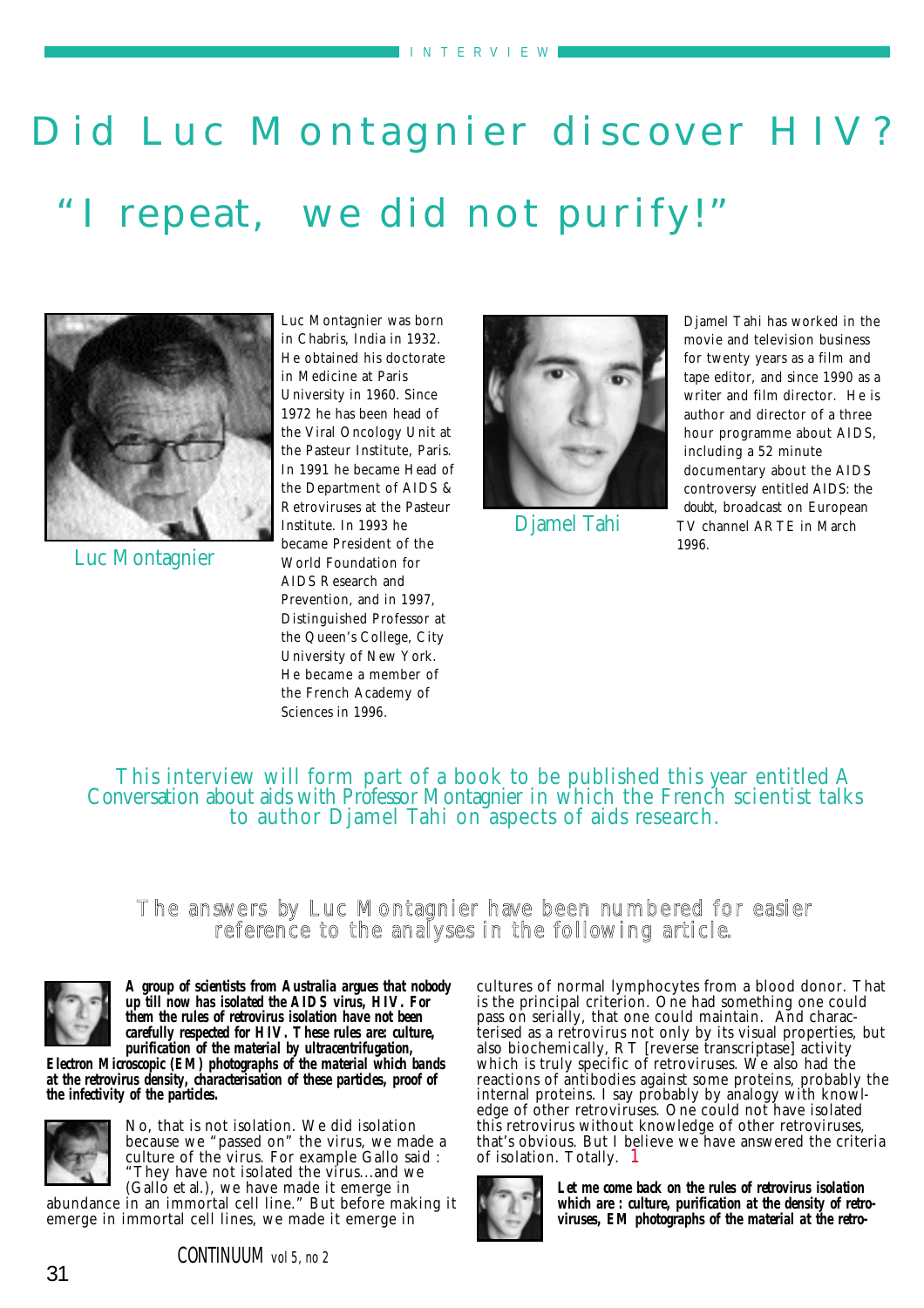# Did Luc Montagnier discover HIV?

## "I repeat, we did not purify!"

Luc Montagnier

Luc Montagnier was born in Chabris, India in 1932. He obtained his doctorate in Medicine at Paris University in 1960. Since 1972 he has been head of the Viral Oncology Unit at the Pasteur Institute, Paris. In 1991 he became Head of the Department of AIDS & Retroviruses at the Pasteur Institute. In 1993 he became President of the World Foundation for AIDS Research and Prevention, and in 1997, Distinguished Professor at the Queen's College, City University of New York. He became a member of the French Academy of Sciences in 1996.

Djamel Tahi

Djamel Tahi has worked in the movie and television business for twenty years as a film and tape editor, and since 1990 as a writer and film director. He is author and director of a three hour programme about AIDS, including a 52 minute documentary about the AIDS controversy entitled *AIDS: the doubt*, broadcast on European TV channel ARTE in March 1996.

This interview will form part of a book to be published this year entitled *A Conversation about aids with Professor Montagnier* in which the French scientist talks to author Djamel Tahi on aspects of aids research.

The answers by Luc Montagnier have been numbered for easier reference to the analyses in the following article.

**A group of scientists from Australia argues that nobody up till now has isolated the AIDS virus, HIV. For them the rules of retrovirus isolation have not been carefully respected for HIV. These rules are: culture, purification of the material by ultracentrifugation, Electron Microscopic (EM) photographs of the material which bands at the retrovirus density, characterisation of these particles, proof of the infectivity of the particles.**

No, that is not isolation. We did isolation because we "passed on" the virus, we made a culture of the virus. For example Gallo said : "They have not isolated the virus...and we (Gallo et al.), we have made it emerge in abundance in an immortal cell line." But before making it emerge in immortal cell lines, we made it emerge in cultures of normal lymphocytes from a blood donor. That is the principal criterion. One had something one could pass on serially, that one could maintain. And characterised as a retrovirus not only by its visual properties, but also biochemically, RT [reverse transcriptase] activity which is truly specific of retroviruses. We also had the reactions of antibodies against some proteins, probably the internal proteins. I say probably by analogy with knowledge of other retroviruses. One could not have isolated this retrovirus without knowledge of other retroviruses, that's obvious. But I believe we have answered the criteria of isolation. Totally. 1

**Let me come back on the rules of retrovirus isolation which are : culture, purification at the density of retroviruses, EM photographs of the material at the retro-**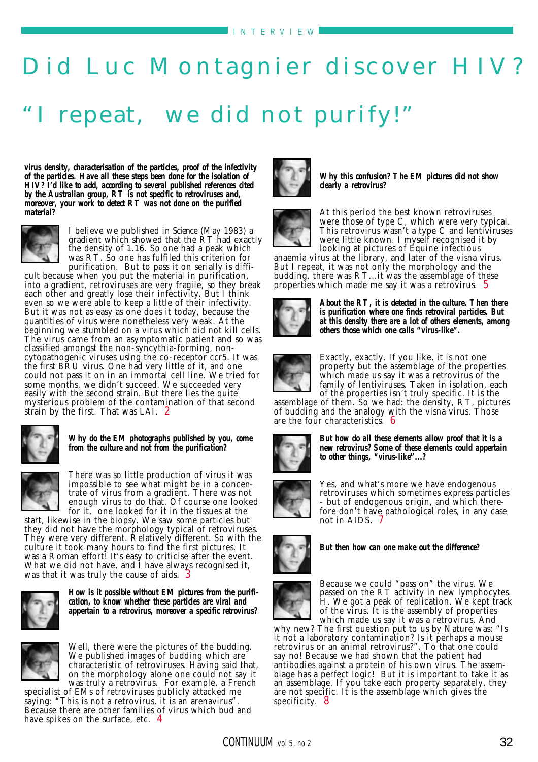# Did Luc Montagnier discover HIV?

# "I repeat, we did not purify!"

**virus density, characterisation of the particles, proof of the infectivity of the particles. Have all these steps been done for the isolation of HIV? I'd like to add, according to several published references cited by the Australian group, RT is not specific to retroviruses and, moreover, your work to detect RT was not done on the purified material?**

I believe we published in Science (May 1983) a gradient which showed that the RT had exactly the density of 1.16. So one had a peak which was RT. So one has fulfiled this criterion for purification. But to pass it on serially is difficult because when you put the material in purification, into a gradient, retroviruses are very fragile, so they break each other and greatly lose their infectivity. But I think even so we were able to keep a little of their infectivity. But it was not as easy as one does it today, because the quantities of virus were nonetheless very weak. At the beginning we stumbled on a virus which did not kill cells. The virus came from an asymptomatic patient and so was classified amongst the non-syncytia-forming, non-cytopathogenic viruses using the co-receptor ccr5. It was the first BRU virus. One had very little of it, and one could not pass it on in an immortal cell line. We tried for some months, we didn't succeed. We succeeded very easily with the second strain. But there lies the quite mysterious problem of the contamination of that second strain by the first. That was LAI. 2

**Why do the EM photographs published by you, come from the culture and not from the purification?**

There was so little production of virus it was impossible to see what might be in a concentrate of virus from a gradient. There was not enough virus to do that. Of course one looked for it, one looked for it in the tissues at the start, likewise in the biopsy. We saw some particles but they did not have the morphology typical of retroviruses. They were very different. Relatively different. So with the culture it took many hours to find the first pictures. It was a Roman effort! It's easy to criticise after the event. What we did not have, and I have always recognised it, was that it was truly the cause of aids. 3

**How is it possible without EM pictures from the purification, to know whether these particles are viral and appertain to a retrovirus, moreover a specific retrovirus?**

Well, there were the pictures of the budding. We published images of budding which are characteristic of retroviruses. Having said that, on the morphology alone one could not say it was truly a retrovirus. For example, a French specialist of EMs of retroviruses publicly attacked me saying: "This is not a retrovirus, it is an arenavirus". Because there are other families of virus which bud and have spikes on the surface, etc. 4

**Why this confusion? The EM pictures did not show clearly a retrovirus?**

At this period the best known retroviruses were those of type C, which were very typical. This retrovirus wasn't a type C and lentiviruses were little known. I myself recognised it by looking at pictures of Equine infectious anaemia virus at the library, and later of the visna virus. But I repeat, it was not only the morphology and the budding, there was RT...it was the assemblage of these properties which made me say it was a retrovirus. 5

**About the RT, it is detected in the culture. Then there is purification where one finds retroviral particles. But at this density there are a lot of others elements, among others those which one calls "virus-like".**

Exactly, exactly. If you like, it is not one property but the assemblage of the properties which made us say it was a retrovirus of the family of lentiviruses. Taken in isolation, each of the properties isn't truly specific. It is the assemblage of them. So we had: the density, RT, pictures of budding and the analogy with the visna virus. Those are the four characteristics. 6

**But how do all these elements allow proof that it is a new retrovirus? Some of these elements could appertain to other things, "virus-like"...?**

Yes, and what's more we have endogenous retroviruses which sometimes express particles - but of endogenous origin, and which therefore don't have pathological roles, in any case not in AIDS. 7

**But then how can one make out the difference?**

Because we could "pass on" the virus. We passed on the RT activity in new lymphocytes. H. We got a peak of replication. We kept track of the virus. It is the assembly of properties which made us say it was a retrovirus. And why new? The first question put to us by Nature was: "Is it not a laboratory contamination? Is it perhaps a mouse retrovirus or an animal retrovirus?". To that one could say no! Because we had shown that the patient had antibodies against a protein of his own virus. The assemblage has a perfect logic! But it is important to take it as an assemblage. If you take each property separately, they are not specific. It is the assemblage which gives the specificity. 8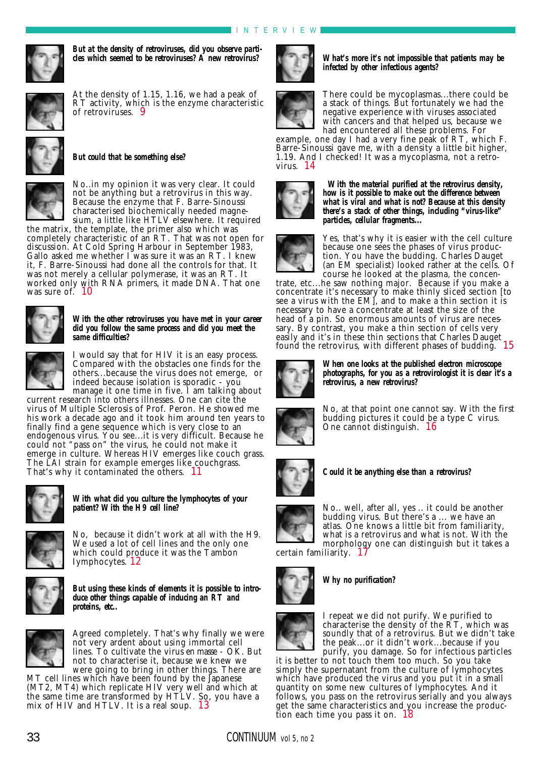**But at the density of retroviruses, did you observe particles which seemed to be retroviruses? A new retrovirus?**

At the density of 1.15, 1.16, we had a peak of RT activity, which is the enzyme characteristic of retroviruses. 9

**But could that be something else?**

No..in my opinion it was very clear. It could not be anything but a retrovirus in this way. Because the enzyme that F. Barre-Sinoussi characterised biochemically needed magnesium, a little like HTLV elsewhere. It required the matrix, the template, the primer also which was completely characteristic of an RT. That was not open for discussion. At Cold Spring Harbour in September 1983, Gallo asked me whether I was sure it was an RT. I knew it, F. Barre-Sinoussi had done all the controls for that. It was not merely a cellular polymerase, it was an RT. It worked only with RNA primers, it made DNA. That one was sure of. 10

**With the other retroviruses you have met in your career did you follow the same process and did you meet the same difficulties?**

I would say that for HIV it is an easy process. Compared with the obstacles one finds for the others...because the virus does not emerge, or indeed because isolation is sporadic - you manage it one time in five. I am talking about current research into others illnesses. One can cite the virus of Multiple Sclerosis of Prof. Peron. He showed me his work a decade ago and it took him around ten years to finally find a gene sequence which is very close to an endogenous virus. You see...it is very difficult. Because he could not "pass on" the virus, he could not make it emerge in culture. Whereas HIV emerges like couch grass. The LAI strain for example emerges like couchgrass. That's why it contaminated the others. 11

**With what did you culture the lymphocytes of your patient? With the H9 cell line?**

No, because it didn't work at all with the H9. We used a lot of cell lines and the only one which could produce it was the Tambon lymphocytes. 12

**But using these kinds of elements it is possible to introduce other things capable of inducing an RT and proteins, etc..**

Agreed completely. That's why finally we were not very ardent about using immortal cell lines. To cultivate the virus *en masse* - OK. But not to characterise it, because we knew we were going to bring in other things. There are MT cell lines which have been found by the Japanese (MT2, MT4) which replicate HIV very well and which at the same time are transformed by HTLV. So, you have a mix of HIV and HTLV. It is a real soup. 13

**What's more it's not impossible that patients may be infected by other infectious agents?**

There could be mycoplasmas...there could be a stack of things. But fortunately we had the negative experience with viruses associated with cancers and that helped us, because we had encountered all these problems. For example, one day I had a very fine peak of RT, which F. Barre-Sinoussi gave me, with a density a little bit higher, 1.19. And I checked! It was a mycoplasma, not a retrovirus. 14

**With the material purified at the retrovirus density, how is it possible to make out the difference between what is viral and what is not? Because at this density there's a stack of other things, including "virus-like" particles, cellular fragments...**

Yes, that's why it is easier with the cell culture because one sees the phases of virus production. You have the budding. Charles Dauget (an EM specialist) looked rather at the cells. Of course he looked at the plasma, the concentrate, etc...he saw nothing major. Because if you make a concentrate it's necessary to make thinly sliced section [to see a virus with the EM], and to make a thin section it is necessary to have a concentrate at least the size of the head of a pin. So enormous amounts of virus are necessary. By contrast, you make a thin section of cells very easily and it's in these thin sections that Charles Dauget found the retrovirus, with different phases of budding. 15

**When one looks at the published electron microscope photographs, for you as a retrovirologist it is clear it's a retrovirus, a new retrovirus?**

No, at that point one cannot say. With the first budding pictures it could be a type C virus. One cannot distinguish. 16

**Could it be anything else than a retrovirus?**

No.. well, after all, yes .. it could be another budding virus. But there's a ... we have an atlas. One knows a little bit from familiarity, what is a retrovirus and what is not. With the morphology one can distinguish but it takes a certain familiarity. 17

**Why no purification?**

I repeat we did not purify. We purified to characterise the density of the RT, which was soundly that of a retrovirus. But we didn't take the peak...or it didn't work...because if you purify, you damage. So for infectious particles it is better to not touch them too much. So you take simply the supernatant from the culture of lymphocytes which have produced the virus and you put it in a small quantity on some new cultures of lymphocytes. And it follows, you pass on the retrovirus serially and you always get the same characteristics and you increase the production each time you pass it on. 18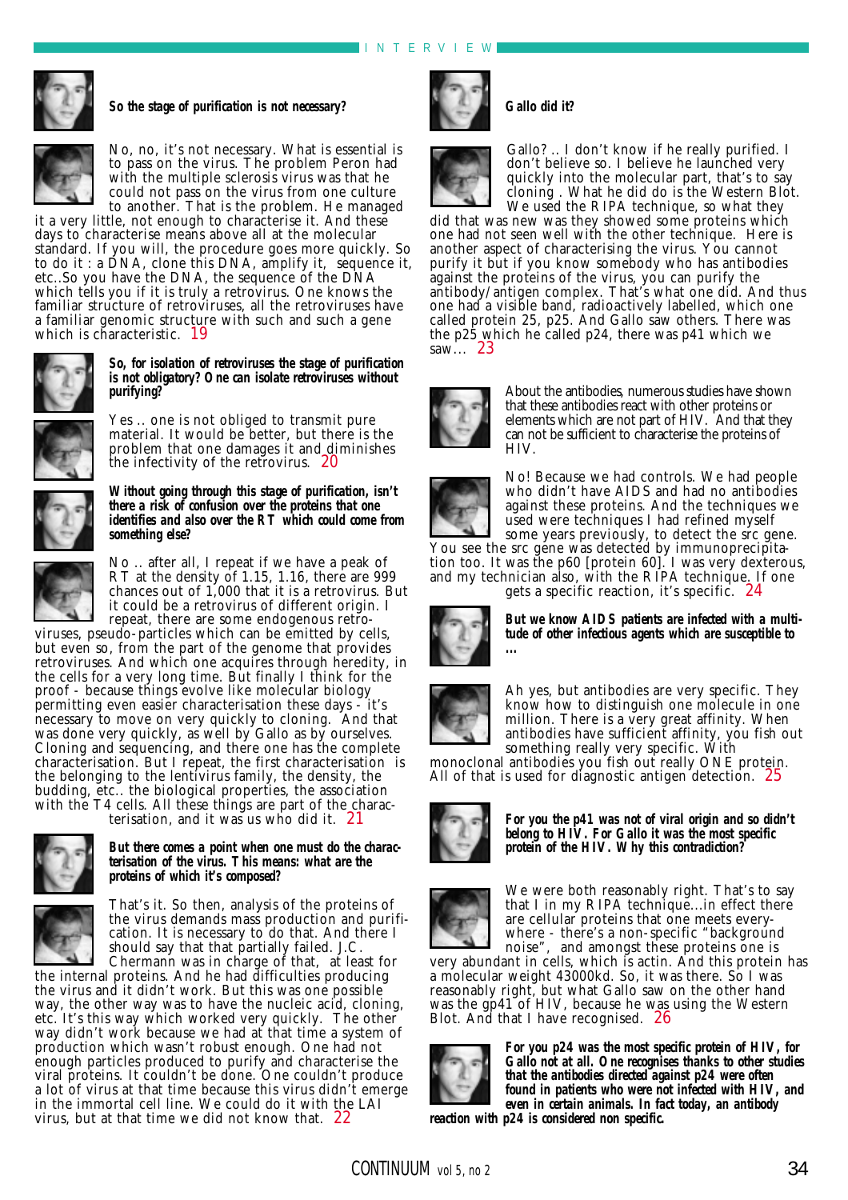**So the stage of purification is not necessary?**

No, no, it's not necessary. What is essential is to pass on the virus. The problem Peron had with the multiple sclerosis virus was that he could not pass on the virus from one culture to another. That is the problem. He managed it a very little, not enough to characterise it. And these days to characterise means above all at the molecular standard. If you will, the procedure goes more quickly. So to do it : a DNA, clone this DNA, amplify it, sequence it, etc..So you have the DNA, the sequence of the DNA which tells you if it is truly a retrovirus. One knows the familiar structure of retroviruses, all the retroviruses have a familiar genomic structure with such and such a gene which is characteristic. 19

**So, for isolation of retroviruses the stage of purification is not obligatory? One can isolate retroviruses without purifying?**

Yes .. one is not obliged to transmit pure material. It would be better, but there is the problem that one damages it and diminishes the infectivity of the retrovirus. 20

**Without going through this stage of purification, isn't there a risk of confusion over the proteins that one identifies and also over the RT which could come from something else?**

No .. after all, I repeat if we have a peak of RT at the density of 1.15, 1.16, there are 999 chances out of 1,000 that it is a retrovirus. But it could be a retrovirus of different origin. I repeat, there are some endogenous retroviruses, pseudo-particles which can be emitted by cells, but even so, from the part of the genome that provides retroviruses. And which one acquires through heredity, in the cells for a very long time. But finally I think for the proof - because things evolve like molecular biology permitting even easier characterisation these days - it's necessary to move on very quickly to cloning. And that was done very quickly, as well by Gallo as by ourselves. Cloning and sequencing, and there one has the complete characterisation. But I repeat, the first characterisation is the belonging to the lentivirus family, the density, the budding, etc.. the biological properties, the association with the T4 cells. All these things are part of the characterisation, and it was us who did it. 21

**But there comes a point when one must do the characterisation of the virus. This means: what are the proteins of which it's composed?**

That's it. So then, analysis of the proteins of the virus demands mass production and purification. It is necessary to do that. And there I should say that that partially failed. J.C. Chermann was in charge of that, at least for the internal proteins. And he had difficulties producing the virus and it didn't work. But this was one possible way, the other way was to have the nucleic acid, cloning, etc. It's this way which worked very quickly. The other way didn't work because we had at that time a system of production which wasn't robust enough. One had not enough particles produced to purify and characterise the viral proteins. It couldn't be done. One couldn't produce a lot of virus at that time because this virus didn't emerge in the immortal cell line. We could do it with the LAI virus, but at that time we did not know that. 22

**Gallo did it?**

Gallo? .. I don't know if he really purified. I don't believe so. I believe he launched very quickly into the molecular part, that's to say cloning . What he did do is the Western Blot. We used the RIPA technique, so what they did that was new was they showed some proteins which one had not seen well with the other technique. Here is another aspect of characterising the virus. You cannot purify it but if you know somebody who has antibodies against the proteins of the virus, you can purify the antibody/antigen complex. That's what one did. And thus one had a visible band, radioactively labelled, which one called protein 25, p25. And Gallo saw others. There was the p25 which he called p24, there was p41 which we saw... 23

**About the antibodies, numerous studies have shown that these antibodies react with other proteins or elements which are not part of HIV. And that they can not be sufficient to characterise the proteins of HIV.**

No! Because we had controls. We had people who didn't have AIDS and had no antibodies against these proteins. And the techniques we used were techniques I had refined myself some years previously, to detect the src gene. You see the src gene was detected by immunoprecipitation too. It was the p60 [protein 60]. I was very dexterous, and my technician also, with the RIPA technique. If one gets a specific reaction, it's specific. 24

**But we know AIDS patients are infected with a multitude of other infectious agents which are susceptible to ...**

Ah yes, but antibodies are very specific. They know how to distinguish one molecule in one million. There is a very great affinity. When antibodies have sufficient affinity, you fish out something really very specific. With monoclonal antibodies you fish out really ONE protein. All of that is used for diagnostic antigen detection. 25

**For you the p41 was not of viral origin and so didn't belong to HIV. For Gallo it was the most specific protein of the HIV. Why this contradiction?**

We were both reasonably right. That's to say that I in my RIPA technique...in effect there are cellular proteins that one meets everywhere - there's a non-specific "background noise", and amongst these proteins one is very abundant in cells, which is actin. And this protein has a molecular weight 43000kd. So, it was there. So I was reasonably right, but what Gallo saw on the other hand was the gp41 of HIV, because he was using the Western Blot. And that I have recognised. 26

**For you p24 was the most specific protein of HIV, for Gallo not at all. One recognises thanks to other studies that the antibodies directed against p24 were often found in patients who were not infected with HIV, and even in certain animals. In fact today, an antibody reaction with p24 is considered non specific.**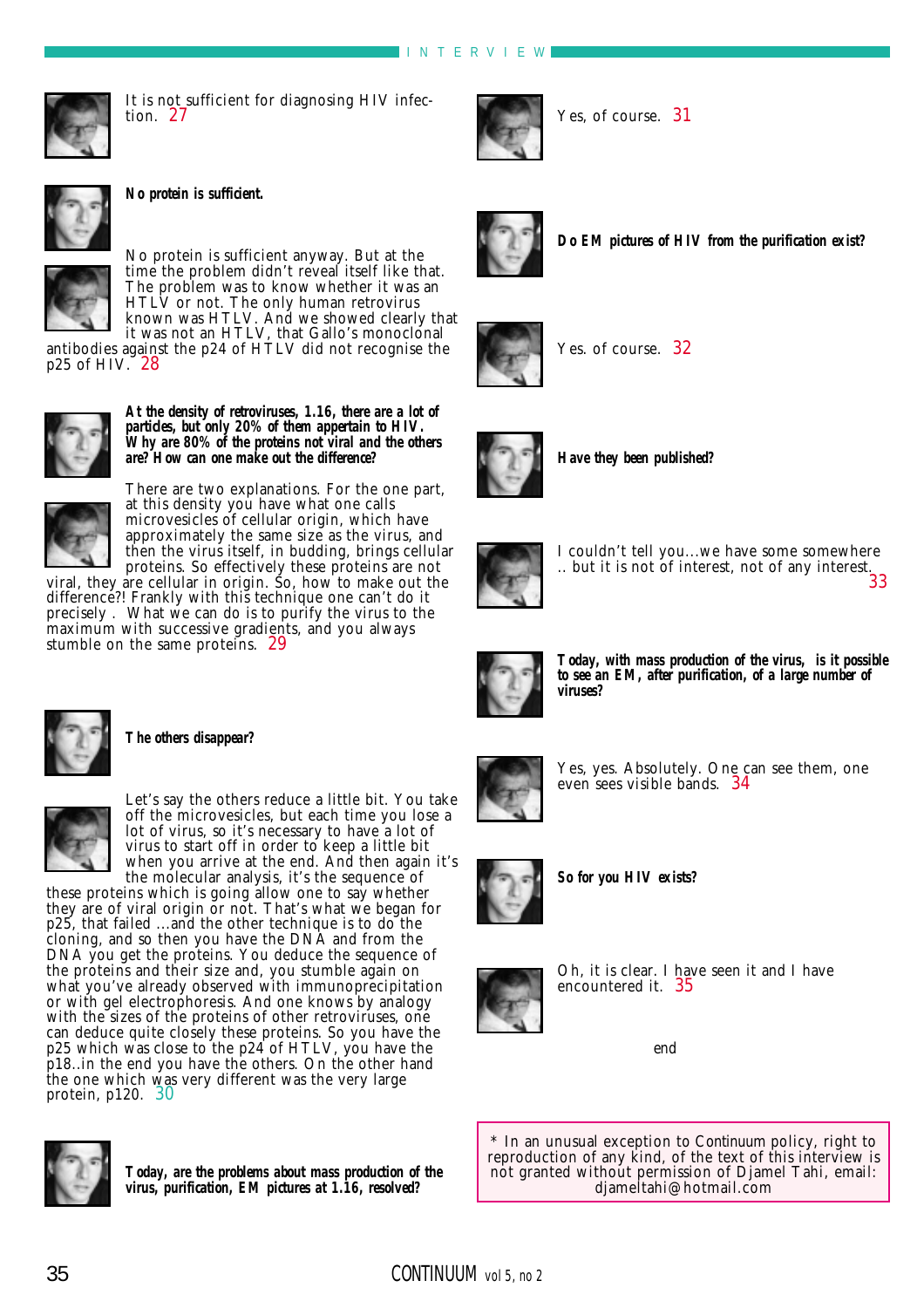It is not sufficient for diagnosing HIV infection. 27

**No protein is sufficient.**

No protein is sufficient anyway. But at the time the problem didn't reveal itself like that. The problem was to know whether it was an HTLV or not. The only human retrovirus known was HTLV. And we showed clearly that it was not an HTLV, that Gallo's monoclonal antibodies against the p24 of HTLV did not recognise the p25 of HIV. 28

**At the density of retroviruses, 1.16, there are a lot of particles, but only 20% of them appertain to HIV. Why are 80% of the proteins not viral and the others are? How can one make out the difference?**

There are two explanations. For the one part, at this density you have what one calls microvesicles of cellular origin, which have approximately the same size as the virus, and then the virus itself, in budding, brings cellular proteins. So effectively these proteins are not viral, they are cellular in origin. So, how to make out the difference?! Frankly with this technique one can't do it precisely. What we can do is to purify the virus to the maximum with successive gradients, and you always stumble on the same proteins. 29

**The others disappear?**

Let's say the others reduce a little bit. You take off the microvesicles, but each time you lose a lot of virus, so it's necessary to have a lot of virus to start off in order to keep a little bit when you arrive at the end. And then again it's the molecular analysis, it's the sequence of these proteins which is going allow one to say whether they are of viral origin or not. That's what we began for p25, that failed ...and the other technique is to do the cloning, and so then you have the DNA and from the DNA you get the proteins. You deduce the sequence of the proteins and their size and, you stumble again on what you've already observed with immunoprecipitation or with gel electrophoresis. And one knows by analogy with the sizes of the proteins of other retroviruses, one can deduce quite closely these proteins. So you have the p25 which was close to the p24 of HTLV, you have the p18..in the end you have the others. On the other hand the one which was very different was the very large protein, p120. 30

**Today, are the problems about mass production of the virus, purification, EM pictures at 1.16, resolved?**

Yes, of course. 31

**Do EM pictures of HIV from the purification exist?**

Yes. of course. 32

**Have they been published?**

I couldn't tell you...we have some somewhere .. but it is not of interest, not of any interest. 33

**Today, with mass production of the virus, is it possible to see an EM, after purification, of a large number of viruses?**

Yes, yes. Absolutely. One can see them, one even sees visible bands. 34

**So for you HIV exists?**

Oh, it is clear. I have seen it and I have encountered it. 35

end

* In an unusual exception to Continuum policy, right to reproduction of any kind, of the text of this interview is not granted without permission of Djamel Tahi, email: djameltahi@hotmail.com